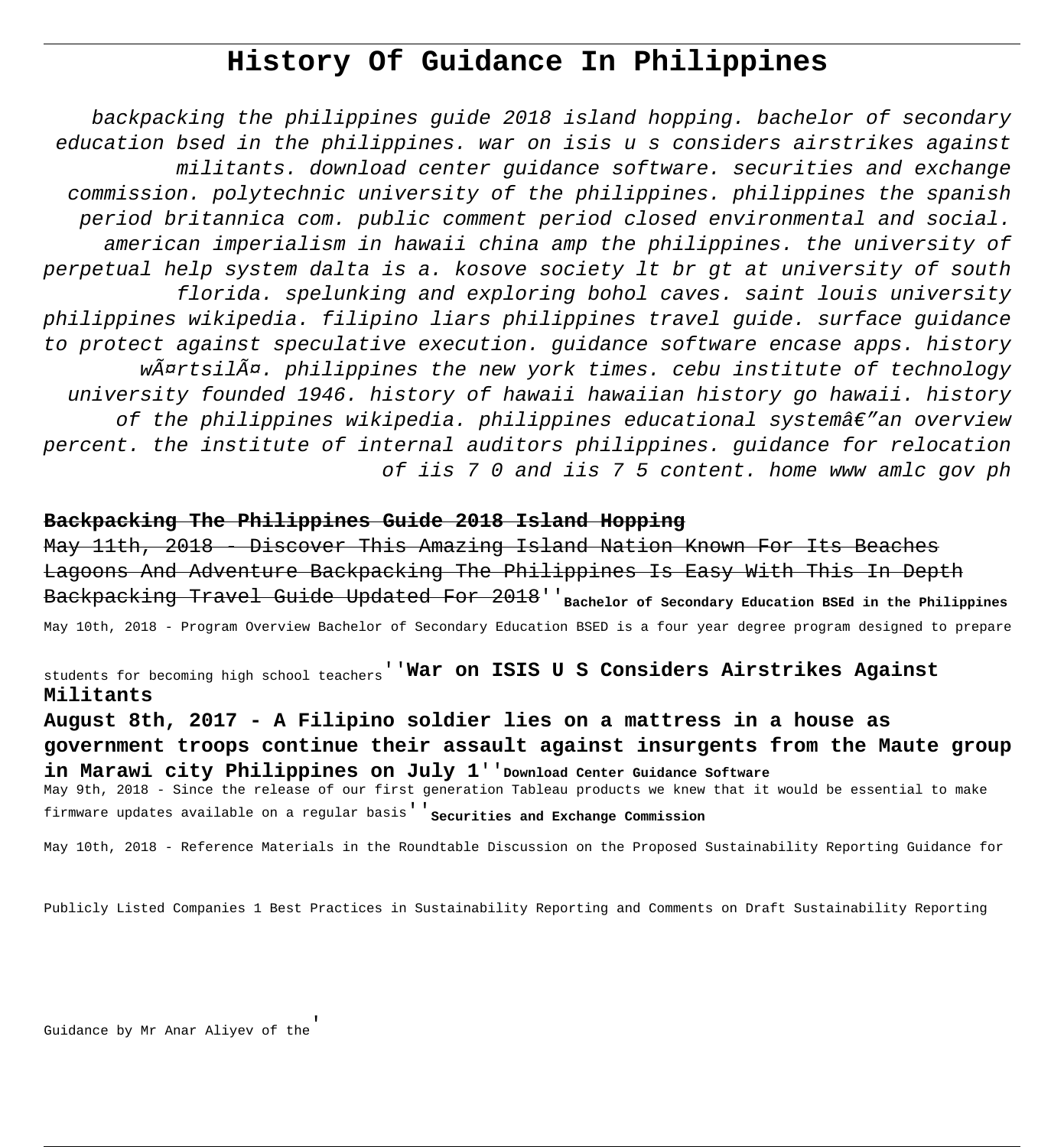# History Of Guidance In Philippines

*backpacking the philippines guide 2018 island hopping. bachelor of secondary education bsed in the philippines. war on isis u s considers airstrikes against militants. download center guidance software. securities and exchange commission. polytechnic university of the philippines. philippines the spanish period britannica com. public comment period closed environmental and social. american imperialism in hawaii china amp the philippines. the university of perpetual help system dalta is a. kosove society lt br gt at university of south florida. spelunking and exploring bohol caves. saint louis university philippines wikipedia. filipino liars philippines travel guide. surface guidance to protect against speculative execution. guidance software encase apps. history wärtsilä. philippines the new york times. cebu institute of technology university founded 1946. history of hawaii hawaiian history go hawaii. history of the philippines wikipedia. philippines educational systemâ€"an overview percent. the institute of internal auditors philippines. guidance for relocation of iis 7 0 and iis 7 5 content. home www amlc gov ph*

**~~Backpacking The Philippines Guide 2018 Island Hopping~~**

~~May 11th, 2018 - Discover This Amazing Island Nation Known For Its Beaches Lagoons And Adventure Backpacking The Philippines Is Easy With This In Depth Backpacking Travel Guide Updated For 2018~~''**Bachelor of Secondary Education BSEd in the Philippines**

May 10th, 2018 - Program Overview Bachelor of Secondary Education BSED is a four year degree program designed to prepare students for becoming high school teachers''**War on ISIS U S Considers Airstrikes Against Militants**

**August 8th, 2017 - A Filipino soldier lies on a mattress in a house as government troops continue their assault against insurgents from the Maute group in Marawi city Philippines on July 1**''**Download Center Guidance Software**

May 9th, 2018 - Since the release of our first generation Tableau products we knew that it would be essential to make firmware updates available on a regular basis''**Securities and Exchange Commission**

May 10th, 2018 - Reference Materials in the Roundtable Discussion on the Proposed Sustainability Reporting Guidance for Publicly Listed Companies 1 Best Practices in Sustainability Reporting and Comments on Draft Sustainability Reporting Guidance by Mr Anar Aliyev of the'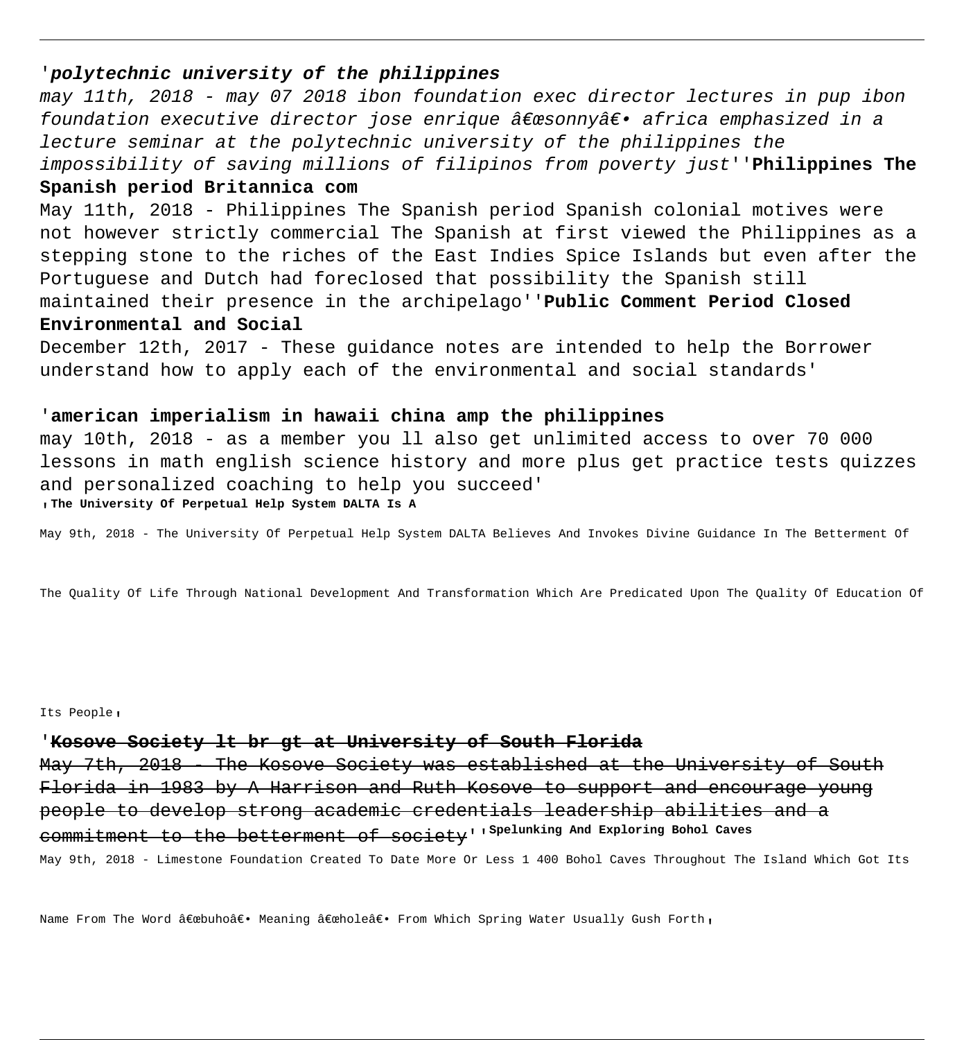'***polytechnic university of the philippines***

*may 11th, 2018 - may 07 2018 ibon foundation exec director lectures in pup ibon foundation executive director jose enrique â€œsonnyâ€• africa emphasized in a lecture seminar at the polytechnic university of the philippines the impossibility of saving millions of filipinos from poverty just*''**Philippines The Spanish period Britannica com**

May 11th, 2018 - Philippines The Spanish period Spanish colonial motives were not however strictly commercial The Spanish at first viewed the Philippines as a stepping stone to the riches of the East Indies Spice Islands but even after the Portuguese and Dutch had foreclosed that possibility the Spanish still maintained their presence in the archipelago''**Public Comment Period Closed Environmental and Social**

December 12th, 2017 - These guidance notes are intended to help the Borrower understand how to apply each of the environmental and social standards'

'**american imperialism in hawaii china amp the philippines**

may 10th, 2018 - as a member you ll also get unlimited access to over 70 000 lessons in math english science history and more plus get practice tests quizzes and personalized coaching to help you succeed'

'**The University Of Perpetual Help System DALTA Is A**

May 9th, 2018 - The University Of Perpetual Help System DALTA Believes And Invokes Divine Guidance In The Betterment Of The Quality Of Life Through National Development And Transformation Which Are Predicated Upon The Quality Of Education Of Its People'

'~~**Kosove Society lt br gt at University of South Florida**~~

~~May 7th, 2018 - The Kosove Society was established at the University of South Florida in 1983 by A Harrison and Ruth Kosove to support and encourage young people to develop strong academic credentials leadership abilities and a commitment to the betterment of society~~''**Spelunking And Exploring Bohol Caves**

May 9th, 2018 - Limestone Foundation Created To Date More Or Less 1 400 Bohol Caves Throughout The Island Which Got Its Name From The Word â€œbuhoâ€• Meaning â€œholeâ€• From Which Spring Water Usually Gush Forth'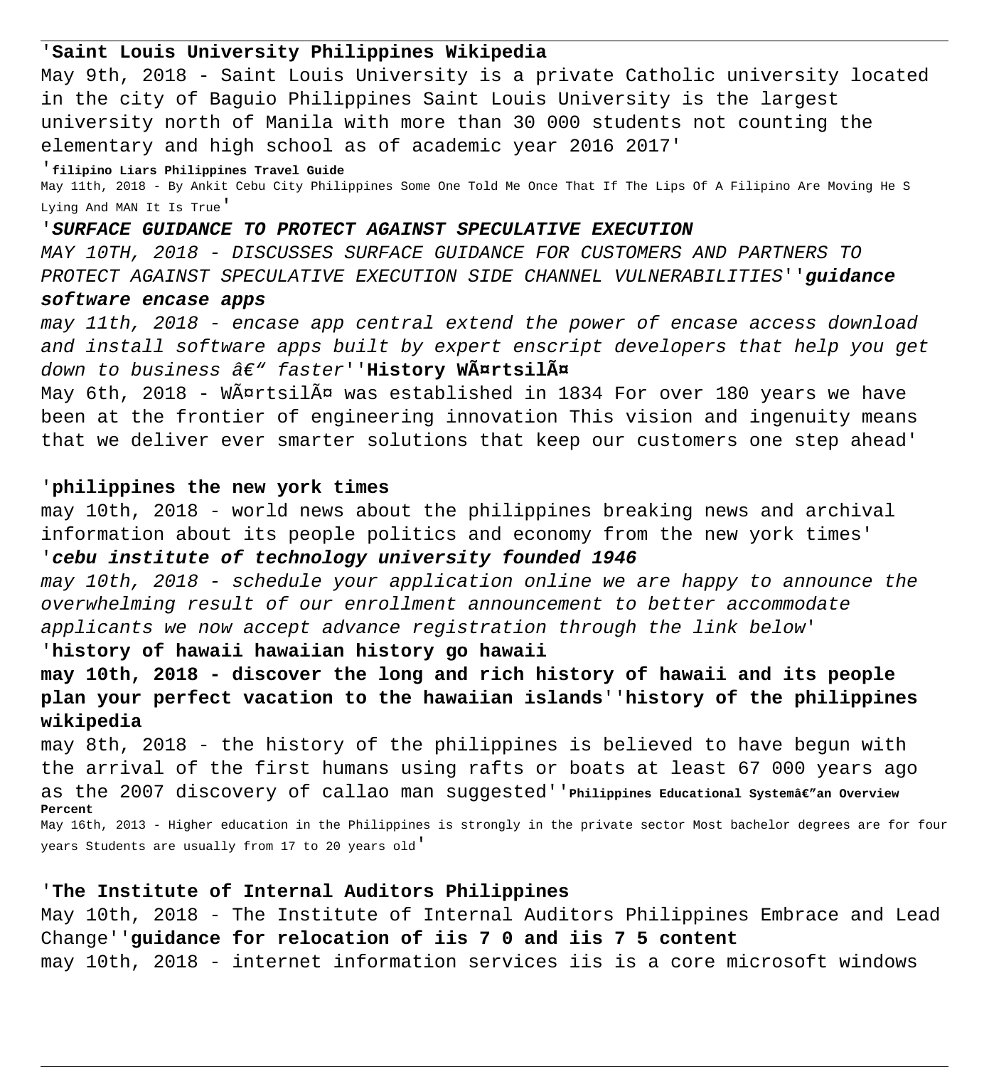'**Saint Louis University Philippines Wikipedia**

May 9th, 2018 - Saint Louis University is a private Catholic university located in the city of Baguio Philippines Saint Louis University is the largest university north of Manila with more than 30 000 students not counting the elementary and high school as of academic year 2016 2017'

'**filipino Liars Philippines Travel Guide**

May 11th, 2018 - By Ankit Cebu City Philippines Some One Told Me Once That If The Lips Of A Filipino Are Moving He S Lying And MAN It Is True'

'***SURFACE GUIDANCE TO PROTECT AGAINST SPECULATIVE EXECUTION***

*MAY 10TH, 2018 - DISCUSSES SURFACE GUIDANCE FOR CUSTOMERS AND PARTNERS TO PROTECT AGAINST SPECULATIVE EXECUTION SIDE CHANNEL VULNERABILITIES*''***guidance software encase apps***

*may 11th, 2018 - encase app central extend the power of encase access download and install software apps built by expert enscript developers that help you get down to business â€" faster*''**History WÃ¤rtsilÃ¤**

May 6th, 2018 - WÃ¤rtsilÃ¤ was established in 1834 For over 180 years we have been at the frontier of engineering innovation This vision and ingenuity means that we deliver ever smarter solutions that keep our customers one step ahead'

'**philippines the new york times**

may 10th, 2018 - world news about the philippines breaking news and archival information about its people politics and economy from the new york times'

'***cebu institute of technology university founded 1946***

*may 10th, 2018 - schedule your application online we are happy to announce the overwhelming result of our enrollment announcement to better accommodate applicants we now accept advance registration through the link below*'

'**history of hawaii hawaiian history go hawaii**

**may 10th, 2018 - discover the long and rich history of hawaii and its people plan your perfect vacation to the hawaiian islands**''**history of the philippines wikipedia**

may 8th, 2018 - the history of the philippines is believed to have begun with the arrival of the first humans using rafts or boats at least 67 000 years ago as the 2007 discovery of callao man suggested''**Philippines Educational Systemâ€"an Overview Percent**

May 16th, 2013 - Higher education in the Philippines is strongly in the private sector Most bachelor degrees are for four years Students are usually from 17 to 20 years old'

'**The Institute of Internal Auditors Philippines**

May 10th, 2018 - The Institute of Internal Auditors Philippines Embrace and Lead Change''**guidance for relocation of iis 7 0 and iis 7 5 content**

may 10th, 2018 - internet information services iis is a core microsoft windows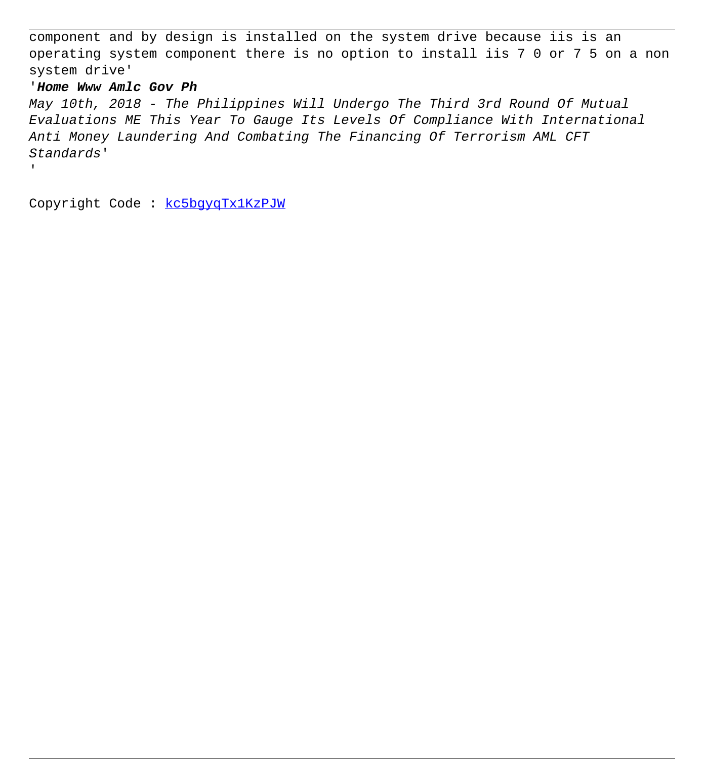component and by design is installed on the system drive because iis is an operating system component there is no option to install iis 7 0 or 7 5 on a non system drive'

'**Home Www Amlc Gov Ph**

*May 10th, 2018 - The Philippines Will Undergo The Third 3rd Round Of Mutual Evaluations ME This Year To Gauge Its Levels Of Compliance With International Anti Money Laundering And Combating The Financing Of Terrorism AML CFT Standards'*

'

Copyright Code : kc5bgyqTx1KzPJW